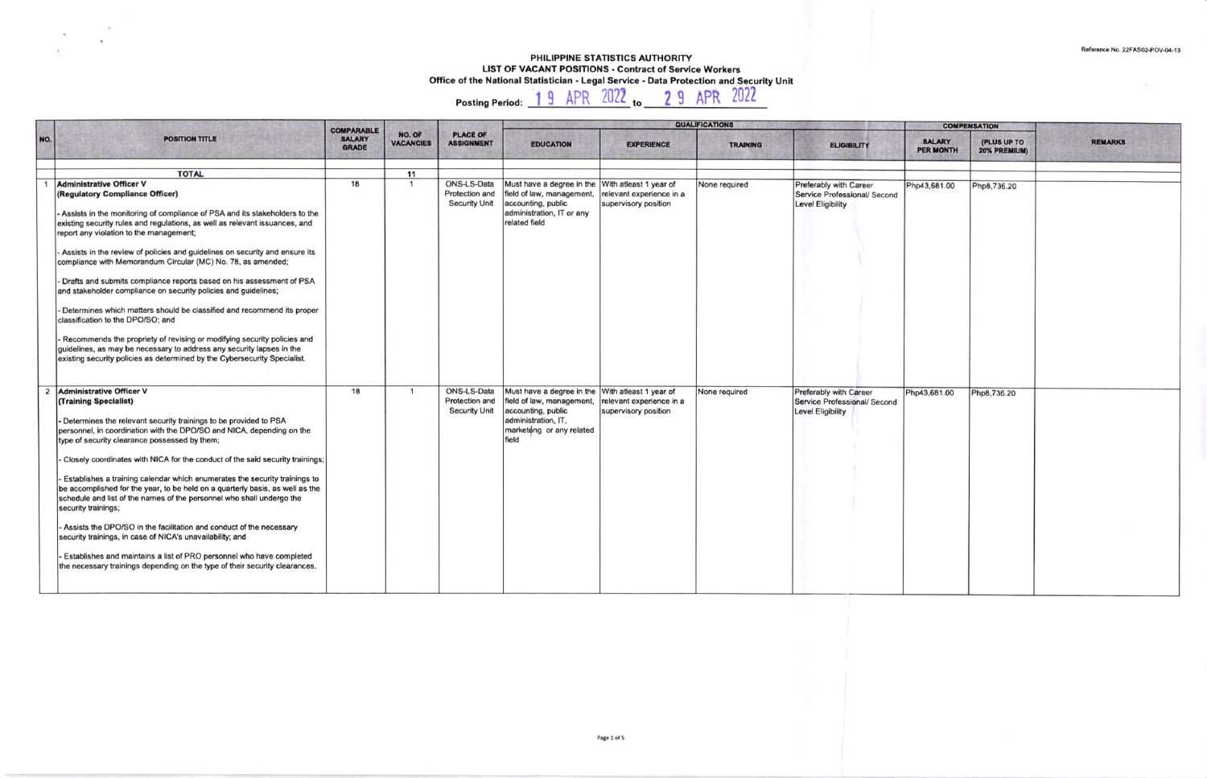Reference No. 22FAS02-POV-04-13

# PHILIPPINE STATISTICS AUTHORITY

## LIST OF VACANT POSITIONS - Contract of Service Workers

### Office of the National Statistician - Legal Service - Data Protection and Security Unit

**Posting Period:** 19 APR 2022 to 29 APR 2022

| NO. | POSITION TITLE | COMPARABLE SALARY GRADE | NO. OF VACANCIES | PLACE OF ASSIGNMENT | QUALIFICATIONS | | | | COMPENSATION | | REMARKS |
|---|---|---|---|---|---|---|---|---|---|---|---|
| | | | | | EDUCATION | EXPERIENCE | TRAINING | ELIGIBILITY | SALARY PER MONTH | (PLUS UP TO 20% PREMIUM) | |
| | **TOTAL** | | 11 | | | | | | | | |
| 1 | **Administrative Officer V (Regulatory Compliance Officer)**<br><br>- Assists in the monitoring of compliance of PSA and its stakeholders to the existing security rules and regulations, as well as relevant issuances, and report any violation to the management;<br><br>- Assists in the review of policies and guidelines on security and ensure its compliance with Memorandum Circular (MC) No. 78, as amended;<br><br>- Drafts and submits compliance reports based on his assessment of PSA and stakeholder compliance on security policies and guidelines;<br><br>- Determines which matters should be classified and recommend its proper classification to the DPO/SO; and<br><br>- Recommends the propriety of revising or modifying security policies and guidelines, as may be necessary to address any security lapses in the existing security policies as determined by the Cybersecurity Specialist. | 18 | 1 | ONS-LS-Data Protection and Security Unit | Must have a degree in the field of law, management, accounting, public administration, IT or any related field | With atleast 1 year of relevant experience in a supervisory position | None required | Preferably with Career Service Professional/ Second Level Eligibility | Php43,681.00 | Php8,736.20 | |
| 2 | **Administrative Officer V (Training Specialist)**<br><br>- Determines the relevant security trainings to be provided to PSA personnel, in coordination with the DPO/SO and NICA, depending on the type of security clearance possessed by them;<br><br>- Closely coordinates with NICA for the conduct of the said security trainings;<br><br>- Establishes a training calendar which enumerates the security trainings to be accomplished for the year, to be held on a quarterly basis, as well as the schedule and list of the names of the personnel who shall undergo the security trainings;<br><br>- Assists the DPO/SO in the facilitation and conduct of the necessary security trainings, in case of NICA's unavailability; and<br><br>- Establishes and maintains a list of PRO personnel who have completed the necessary trainings depending on the type of their security clearances. | 18 | 1 | ONS-LS-Data Protection and Security Unit | Must have a degree in the field of law, management, accounting, public administration, IT, marketing or any related field | With atleast 1 year of relevant experience in a supervisory position | None required | Preferably with Career Service Professional/ Second Level Eligibility | Php43,681.00 | Php8,736.20 | |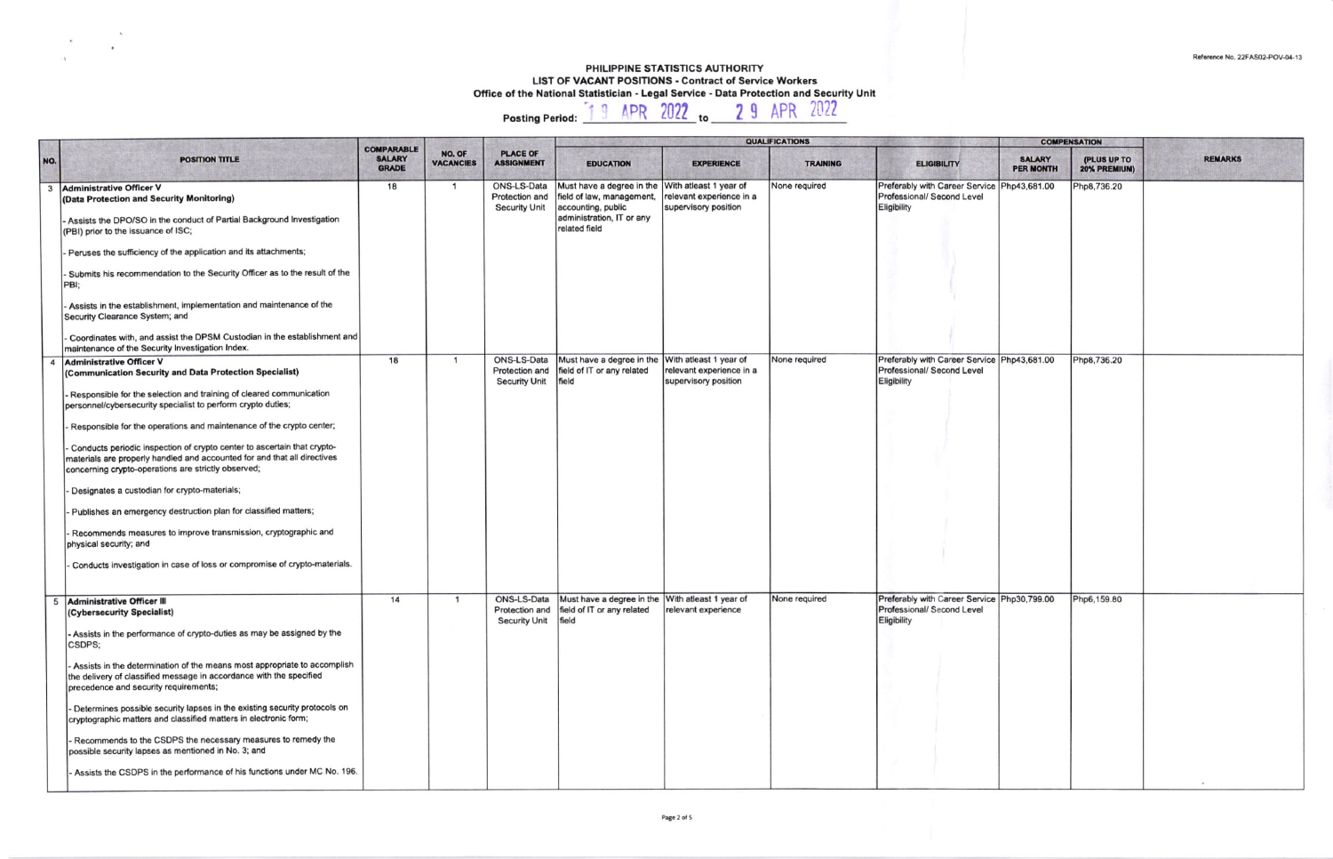Reference No. 22FAS02-POV-04-13

# PHILIPPINE STATISTICS AUTHORITY

## LIST OF VACANT POSITIONS - Contract of Service Workers

### Office of the National Statistician - Legal Service - Data Protection and Security Unit

**Posting Period:** 19 APR 2022 to 29 APR 2022

| NO. | POSITION TITLE | COMPARABLE SALARY GRADE | NO. OF VACANCIES | PLACE OF ASSIGNMENT | QUALIFICATIONS | | | | COMPENSATION | | REMARKS |
|---|---|---|---|---|---|---|---|---|---|---|---|
| | | | | | EDUCATION | EXPERIENCE | TRAINING | ELIGIBILITY | SALARY PER MONTH | (PLUS UP TO 20% PREMIUM) | |
| 3 | **Administrative Officer V** **(Data Protection and Security Monitoring)** <br> - Assists the DPO/SO in the conduct of Partial Background Investigation (PBI) prior to the issuance of ISC; <br> - Peruses the sufficiency of the application and its attachments; <br> - Submits his recommendation to the Security Officer as to the result of the PBI; <br> - Assists in the establishment, implementation and maintenance of the Security Clearance System; and <br> - Coordinates with, and assist the DPSM Custodian in the establishment and maintenance of the Security Investigation Index. | 18 | 1 | ONS-LS-Data Protection and Security Unit | Must have a degree in the field of law, management, accounting, public administration, IT or any related field | With atleast 1 year of relevant experience in a supervisory position | None required | Preferably with Career Service Professional/ Second Level Eligibility | Php43,681.00 | Php8,736.20 | |
| 4 | **Administrative Officer V** **(Communication Security and Data Protection Specialist)** <br> - Responsible for the selection and training of cleared communication personnel/cybersecurity specialist to perform crypto duties; <br> - Responsible for the operations and maintenance of the crypto center; <br> - Conducts periodic inspection of crypto center to ascertain that crypto-materials are properly handled and accounted for and that all directives concerning crypto-operations are strictly observed; <br> - Designates a custodian for crypto-materials; <br> - Publishes an emergency destruction plan for classified matters; <br> - Recommends measures to improve transmission, cryptographic and physical security; and <br> - Conducts investigation in case of loss or compromise of crypto-materials. | 18 | 1 | ONS-LS-Data Protection and Security Unit | Must have a degree in the field of IT or any related field | With atleast 1 year of relevant experience in a supervisory position | None required | Preferably with Career Service Professional/ Second Level Eligibility | Php43,681.00 | Php8,736.20 | |
| 5 | **Administrative Officer III** **(Cybersecurity Specialist)** <br> - Assists in the performance of crypto-duties as may be assigned by the CSDPS; <br> - Assists in the determination of the means most appropriate to accomplish the delivery of classified message in accordance with the specified precedence and security requirements; <br> - Determines possible security lapses in the existing security protocols on cryptographic matters and classified matters in electronic form; <br> - Recommends to the CSDPS the necessary measures to remedy the possible security lapses as mentioned in No. 3; and <br> - Assists the CSDPS in the performance of his functions under MC No. 196. | 14 | 1 | ONS-LS-Data Protection and Security Unit | Must have a degree in the field of IT or any related field | With atleast 1 year of relevant experience | None required | Preferably with Career Service Professional/ Second Level Eligibility | Php30,799.00 | Php6,159.80 | |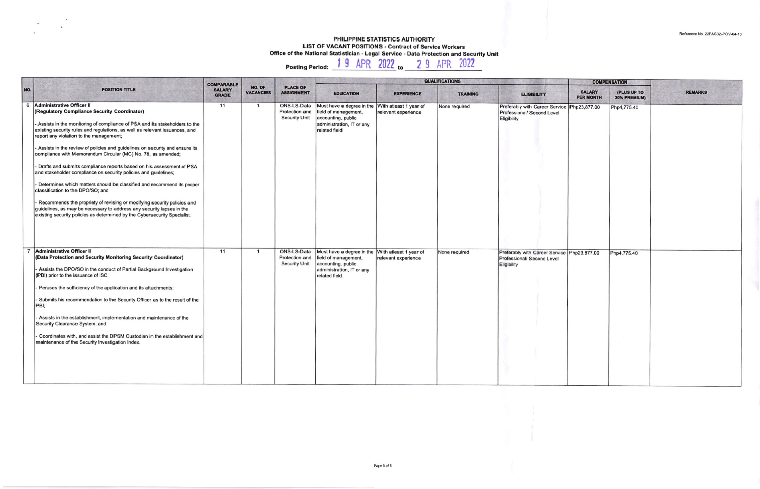Reference No. 22FAS02-POV-04-13

# PHILIPPINE STATISTICS AUTHORITY

## LIST OF VACANT POSITIONS - Contract of Service Workers

### Office of the National Statistician - Legal Service - Data Protection and Security Unit

**Posting Period:** 19 APR 2022 to 29 APR 2022

| NO. | POSITION TITLE | COMPARABLE SALARY GRADE | NO. OF VACANCIES | PLACE OF ASSIGNMENT | QUALIFICATIONS | | | | COMPENSATION | | REMARKS |
|---|---|---|---|---|---|---|---|---|---|---|---|
| | | | | | EDUCATION | EXPERIENCE | TRAINING | ELIGIBILITY | SALARY PER MONTH | (PLUS UP TO 20% PREMIUM) | |
| 6 | **Administrative Officer II** **(Regulatory Compliance Security Coordinator)** - Assists in the monitoring of compliance of PSA and its stakeholders to the existing security rules and regulations, as well as relevant issuances, and report any violation to the management; - Assists in the review of policies and guidelines on security and ensure its compliance with Memorandum Circular (MC) No. 78, as amended; - Drafts and submits compliance reports based on his assessment of PSA and stakeholder compliance on security policies and guidelines; - Determines which matters should be classified and recommend its proper classification to the DPO/SO; and - Recommends the propriety of revising or modifying security policies and guidelines, as may be necessary to address any security lapses in the existing security policies as determined by the Cybersecurity Specialist. | 11 | 1 | ONS-LS-Data Protection and Security Unit | Must have a degree in the field of management, accounting, public administration, IT or any related field | With atleast 1 year of relevant experience | None required | Preferably with Career Service Professional/ Second Level Eligibility | Php23,877.00 | Php4,775.40 | |
| 7 | **Administrative Officer II** **(Data Protection and Security Monitoring Security Coordinator)** - Assists the DPO/SO in the conduct of Partial Background Investigation (PBI) prior to the issuance of ISC; - Peruses the sufficiency of the application and its attachments; - Submits his recommendation to the Security Officer as to the result of the PBI; - Assists in the establishment, implementation and maintenance of the Security Clearance System; and - Coordinates with, and assist the DPSM Custodian in the establishment and maintenance of the Security Investigation Index. | 11 | 1 | ONS-LS-Data Protection and Security Unit | Must have a degree in the field of management, accounting, public administration, IT or any related field | With atleast 1 year of relevant experience | None required | Preferably with Career Service Professional/ Second Level Eligibility | Php23,877.00 | Php4,775.40 | |